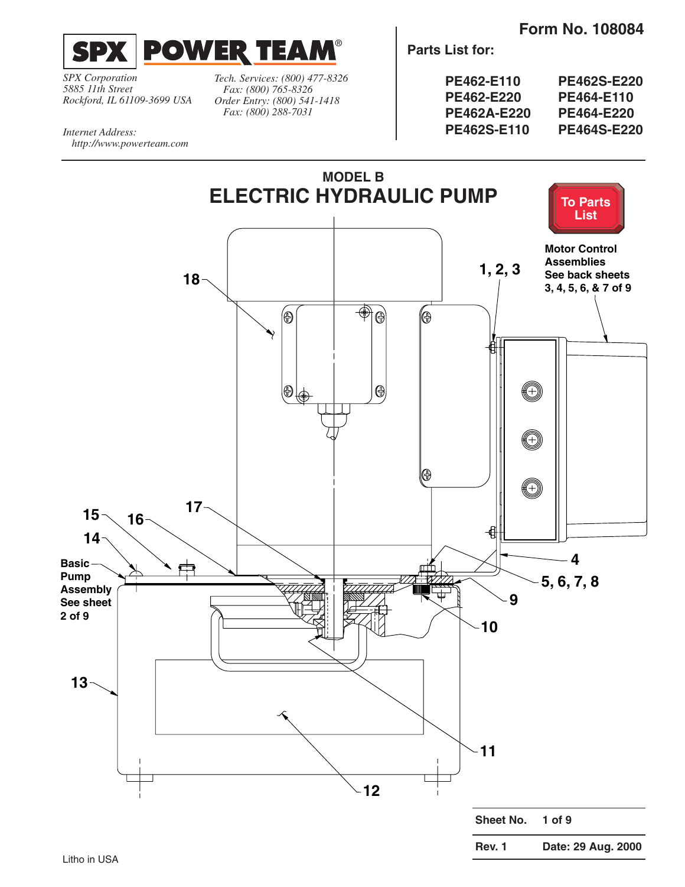SPX POWER TEAM®

*SPX Corporation*
*5885 11th Street*
*Rockford, IL 61109-3699 USA*

*Internet Address:*
*http://www.powerteam.com*

*Tech. Services: (800) 477-8326*
*Fax: (800) 765-8326*
*Order Entry: (800) 541-1418*
*Fax: (800) 288-7031*

**Form No. 108084**

**Parts List for:**

| | |
|---|---|
| **PE462-E110** | **PE462S-E220** |
| **PE462-E220** | **PE464-E110** |
| **PE462A-E220** | **PE464-E220** |
| **PE462S-E110** | **PE464S-E220** |

## MODEL B
# ELECTRIC HYDRAULIC PUMP

**To Parts List**

**Motor Control Assemblies See back sheets 3, 4, 5, 6, & 7 of 9**

**Basic Pump Assembly See sheet 2 of 9**

**18**
**1, 2, 3**
**17**
**15**
**16**
**14**
**4**
**5, 6, 7, 8**
**9**
**10**
**13**
**11**
**12**

| | |
|---|---|
| **Sheet No.** | **1 of 9** |
| **Rev. 1** | **Date: 29 Aug. 2000** |

Litho in USA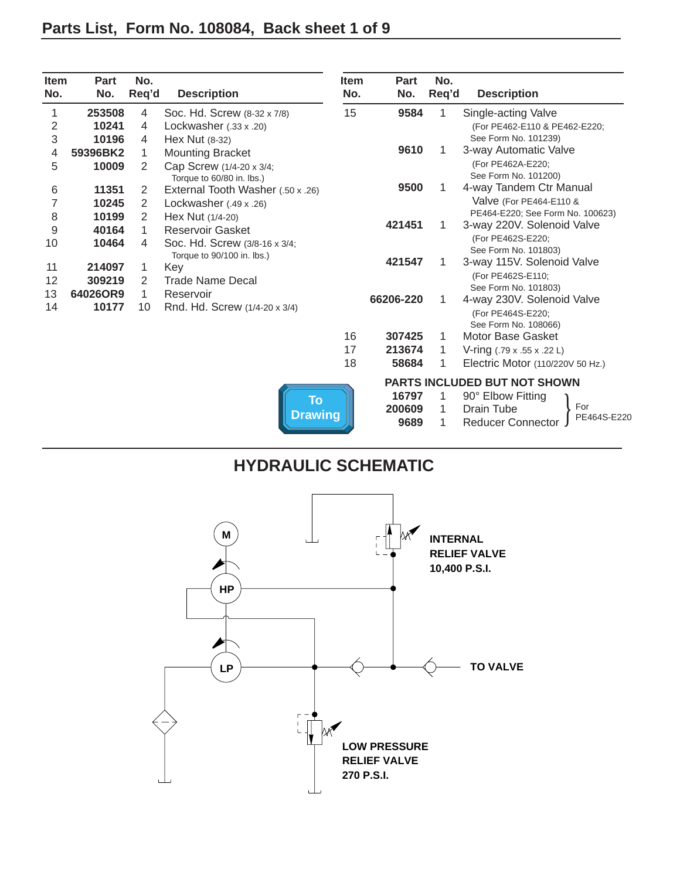## Parts List, Form No. 108084, Back sheet 1 of 9

| Item No. | Part No. | No. Req'd | Description |
|---|---|---|---|
| 1 | **253508** | 4 | Soc. Hd. Screw (8-32 x 7/8) |
| 2 | **10241** | 4 | Lockwasher (.33 x .20) |
| 3 | **10196** | 4 | Hex Nut (8-32) |
| 4 | **59396BK2** | 1 | Mounting Bracket |
| 5 | **10009** | 2 | Cap Screw (1/4-20 x 3/4; Torque to 60/80 in. lbs.) |
| 6 | **11351** | 2 | External Tooth Washer (.50 x .26) |
| 7 | **10245** | 2 | Lockwasher (.49 x .26) |
| 8 | **10199** | 2 | Hex Nut (1/4-20) |
| 9 | **40164** | 1 | Reservoir Gasket |
| 10 | **10464** | 4 | Soc. Hd. Screw (3/8-16 x 3/4; Torque to 90/100 in. lbs.) |
| 11 | **214097** | 1 | Key |
| 12 | **309219** | 2 | Trade Name Decal |
| 13 | **64026OR9** | 1 | Reservoir |
| 14 | **10177** | 10 | Rnd. Hd. Screw (1/4-20 x 3/4) |
| 15 | **9584** | 1 | Single-acting Valve (For PE462-E110 & PE462-E220; See Form No. 101239) |
| | **9610** | 1 | 3-way Automatic Valve (For PE462A-E220; See Form No. 101200) |
| | **9500** | 1 | 4-way Tandem Ctr Manual Valve (For PE464-E110 & PE464-E220; See Form No. 100623) |
| | **421451** | 1 | 3-way 220V. Solenoid Valve (For PE462S-E220; See Form No. 101803) |
| | **421547** | 1 | 3-way 115V. Solenoid Valve (For PE462S-E110; See Form No. 101803) |
| | **66206-220** | 1 | 4-way 230V. Solenoid Valve (For PE464S-E220; See Form No. 108066) |
| 16 | **307425** | 1 | Motor Base Gasket |
| 17 | **213674** | 1 | V-ring (.79 x .55 x .22 L) |
| 18 | **58684** | 1 | Electric Motor (110/220V 50 Hz.) |

**PARTS INCLUDED BUT NOT SHOWN**

| Part No. | No. Req'd | Description | |
|---|---|---|---|
| **16797** | 1 | 90° Elbow Fitting | For PE464S-E220 |
| **200609** | 1 | Drain Tube | For PE464S-E220 |
| **9689** | 1 | Reducer Connector | For PE464S-E220 |

To Drawing

## HYDRAULIC SCHEMATIC

M

HP

LP

INTERNAL RELIEF VALVE 10,400 P.S.I.

TO VALVE

LOW PRESSURE RELIEF VALVE 270 P.S.I.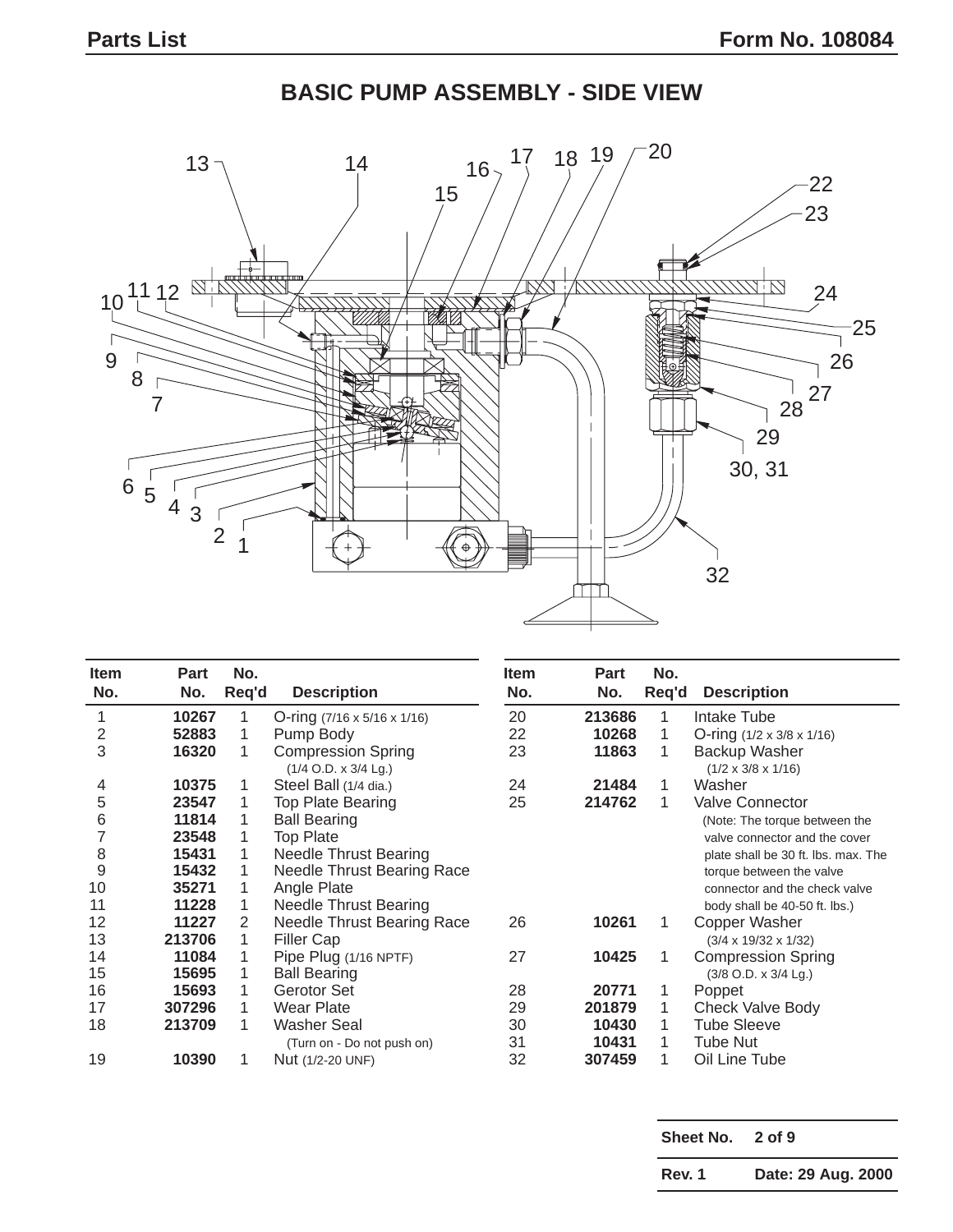# BASIC PUMP ASSEMBLY - SIDE VIEW

| Item No. | Part No. | No. Req'd | Description |
|---|---|---|---|
| 1 | 10267 | 1 | O-ring (7/16 x 5/16 x 1/16) |
| 2 | 52883 | 1 | Pump Body |
| 3 | 16320 | 1 | Compression Spring (1/4 O.D. x 3/4 Lg.) |
| 4 | 10375 | 1 | Steel Ball (1/4 dia.) |
| 5 | 23547 | 1 | Top Plate Bearing |
| 6 | 11814 | 1 | Ball Bearing |
| 7 | 23548 | 1 | Top Plate |
| 8 | 15431 | 1 | Needle Thrust Bearing |
| 9 | 15432 | 1 | Needle Thrust Bearing Race |
| 10 | 35271 | 1 | Angle Plate |
| 11 | 11228 | 1 | Needle Thrust Bearing |
| 12 | 11227 | 2 | Needle Thrust Bearing Race |
| 13 | 213706 | 1 | Filler Cap |
| 14 | 11084 | 1 | Pipe Plug (1/16 NPTF) |
| 15 | 15695 | 1 | Ball Bearing |
| 16 | 15693 | 1 | Gerotor Set |
| 17 | 307296 | 1 | Wear Plate |
| 18 | 213709 | 1 | Washer Seal (Turn on - Do not push on) |
| 19 | 10390 | 1 | Nut (1/2-20 UNF) |
| 20 | 213686 | 1 | Intake Tube |
| 22 | 10268 | 1 | O-ring (1/2 x 3/8 x 1/16) |
| 23 | 11863 | 1 | Backup Washer (1/2 x 3/8 x 1/16) |
| 24 | 21484 | 1 | Washer |
| 25 | 214762 | 1 | Valve Connector (Note: The torque between the valve connector and the cover plate shall be 30 ft. lbs. max. The torque between the valve connector and the check valve body shall be 40-50 ft. lbs.) |
| 26 | 10261 | 1 | Copper Washer (3/4 x 19/32 x 1/32) |
| 27 | 10425 | 1 | Compression Spring (3/8 O.D. x 3/4 Lg.) |
| 28 | 20771 | 1 | Poppet |
| 29 | 201879 | 1 | Check Valve Body |
| 30 | 10430 | 1 | Tube Sleeve |
| 31 | 10431 | 1 | Tube Nut |
| 32 | 307459 | 1 | Oil Line Tube |

| | |
|---|---|
| Sheet No. | 2 of 9 |
| Rev. 1 | Date: 29 Aug. 2000 |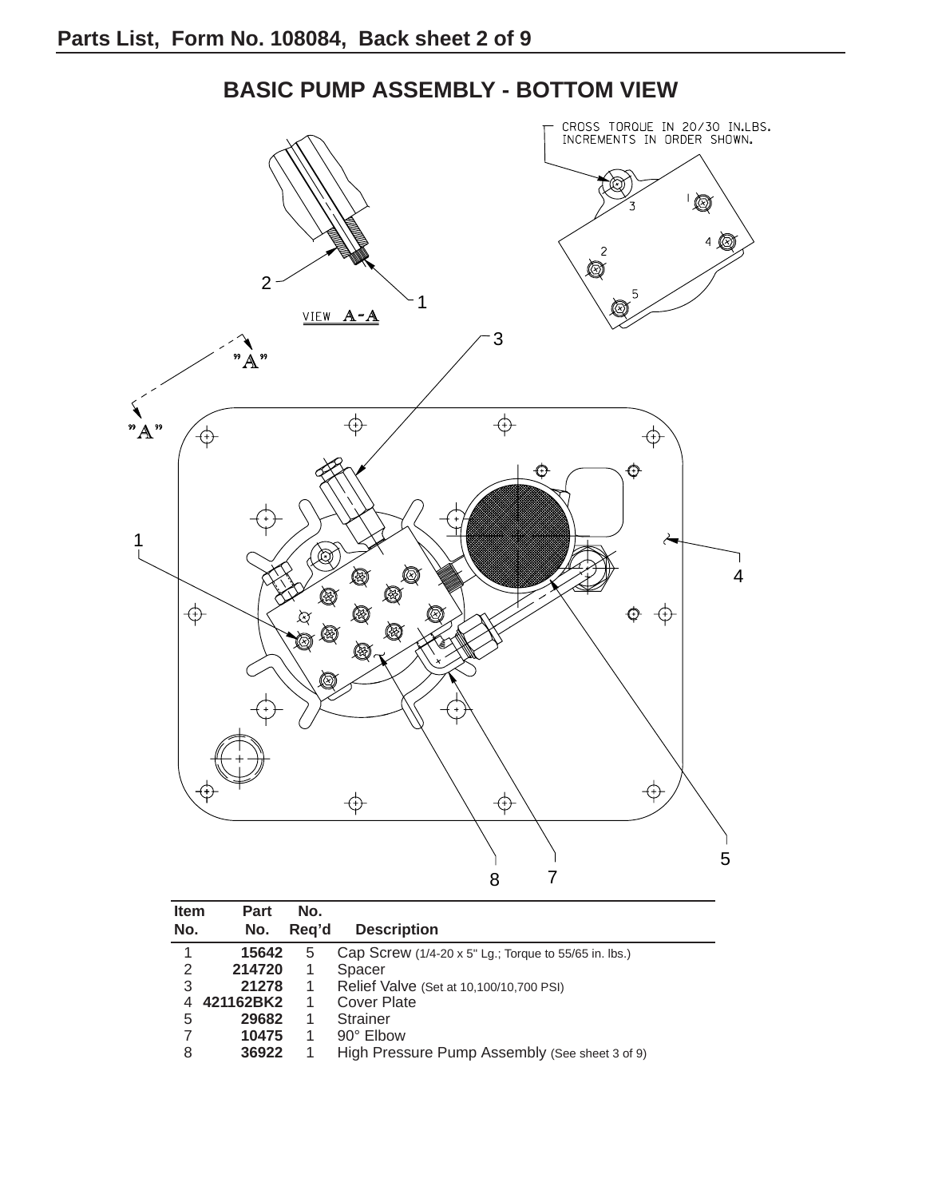Parts List, Form No. 108084, Back sheet 2 of 9

## BASIC PUMP ASSEMBLY - BOTTOM VIEW

CROSS TORQUE IN 20/30 IN.LBS. INCREMENTS IN ORDER SHOWN.

VIEW A-A

"A"

| Item No. | Part No. | No. Req'd | Description |
|---|---|---|---|
| 1 | **15642** | 5 | Cap Screw (1/4-20 x 5" Lg.; Torque to 55/65 in. lbs.) |
| 2 | **214720** | 1 | Spacer |
| 3 | **21278** | 1 | Relief Valve (Set at 10,100/10,700 PSI) |
| 4 | **421162BK2** | 1 | Cover Plate |
| 5 | **29682** | 1 | Strainer |
| 7 | **10475** | 1 | 90° Elbow |
| 8 | **36922** | 1 | High Pressure Pump Assembly (See sheet 3 of 9) |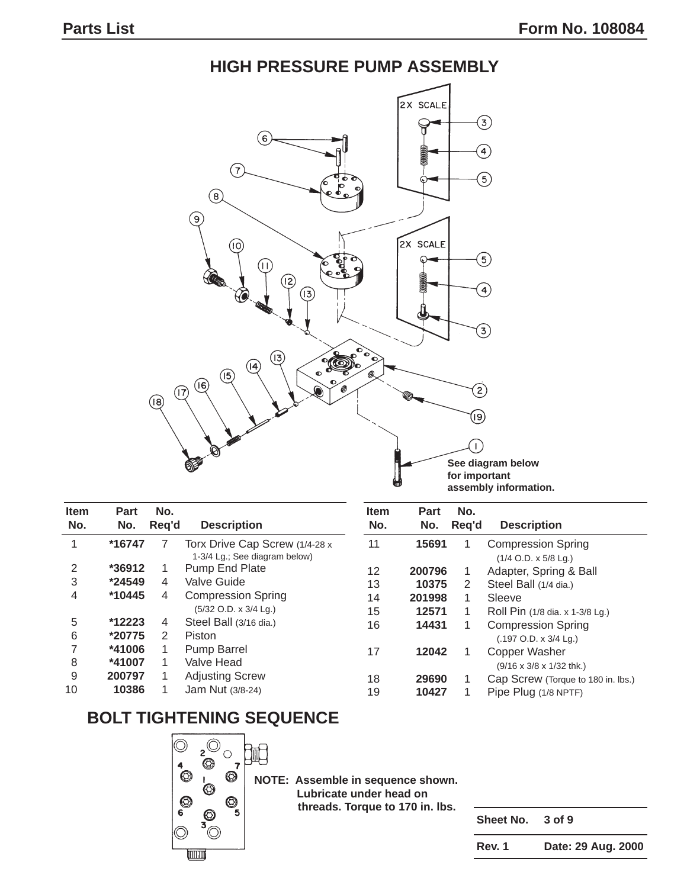# HIGH PRESSURE PUMP ASSEMBLY

2X SCALE

2X SCALE

See diagram below for important assembly information.

| Item No. | Part No. | No. Req'd | Description |
|---|---|---|---|
| 1 | *16747 | 7 | Torx Drive Cap Screw (1/4-28 x 1-3/4 Lg.; See diagram below) |
| 2 | *36912 | 1 | Pump End Plate |
| 3 | *24549 | 4 | Valve Guide |
| 4 | *10445 | 4 | Compression Spring (5/32 O.D. x 3/4 Lg.) |
| 5 | *12223 | 4 | Steel Ball (3/16 dia.) |
| 6 | *20775 | 2 | Piston |
| 7 | *41006 | 1 | Pump Barrel |
| 8 | *41007 | 1 | Valve Head |
| 9 | 200797 | 1 | Adjusting Screw |
| 10 | 10386 | 1 | Jam Nut (3/8-24) |
| 11 | 15691 | 1 | Compression Spring (1/4 O.D. x 5/8 Lg.) |
| 12 | 200796 | 1 | Adapter, Spring & Ball |
| 13 | 10375 | 2 | Steel Ball (1/4 dia.) |
| 14 | 201998 | 1 | Sleeve |
| 15 | 12571 | 1 | Roll Pin (1/8 dia. x 1-3/8 Lg.) |
| 16 | 14431 | 1 | Compression Spring (.197 O.D. x 3/4 Lg.) |
| 17 | 12042 | 1 | Copper Washer (9/16 x 3/8 x 1/32 thk.) |
| 18 | 29690 | 1 | Cap Screw (Torque to 180 in. lbs.) |
| 19 | 10427 | 1 | Pipe Plug (1/8 NPTF) |

## BOLT TIGHTENING SEQUENCE

**NOTE: Assemble in sequence shown. Lubricate under head on threads. Torque to 170 in. lbs.**

| | |
|---|---|
| **Sheet No.** | **3 of 9** |
| **Rev. 1** | **Date: 29 Aug. 2000** |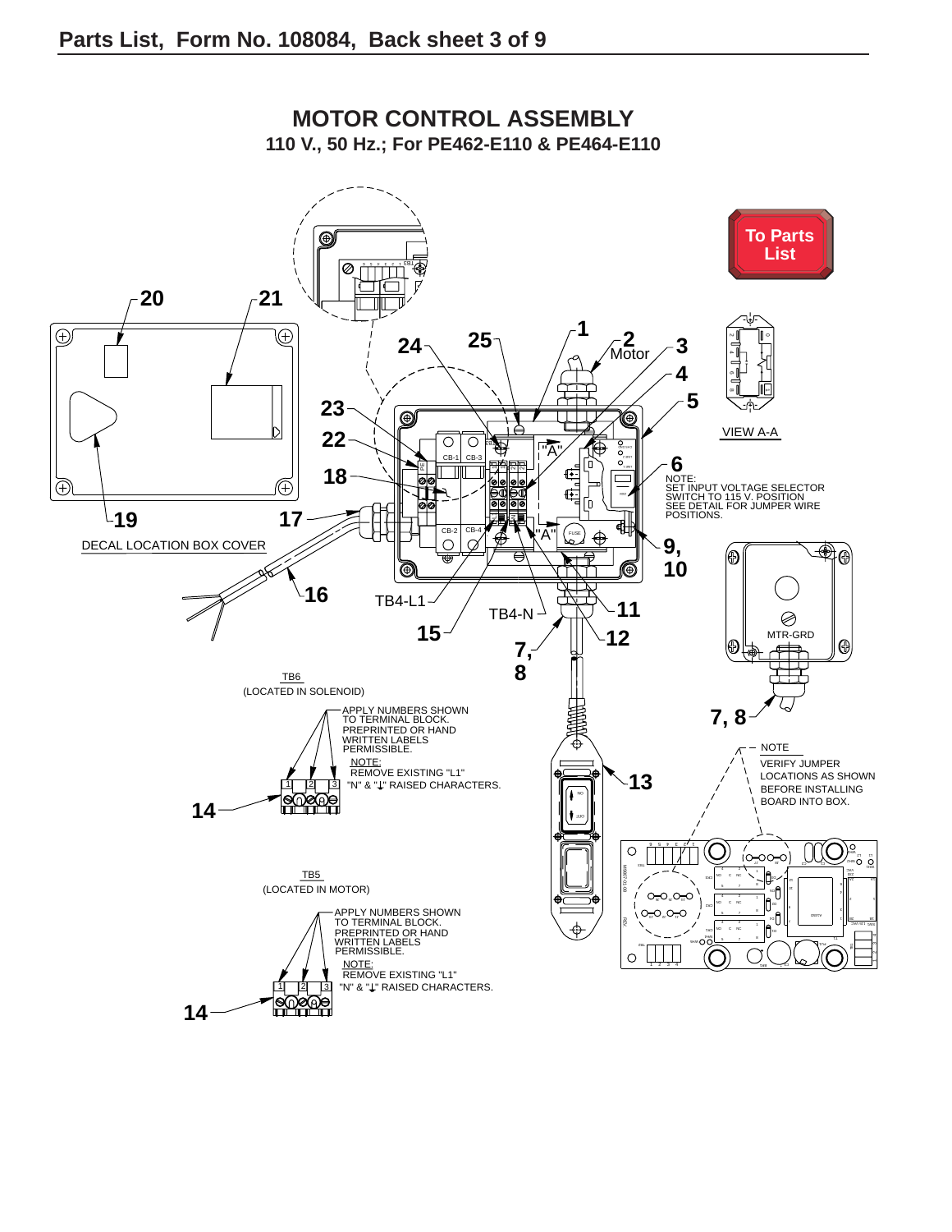# Parts List, Form No. 108084, Back sheet 3 of 9

## MOTOR CONTROL ASSEMBLY

### 110 V., 50 Hz.; For PE462-E110 & PE464-E110

To Parts List

20

21

1

2 Motor

3

4

5

24

25

23

22

18

17

19

DECAL LOCATION BOX COVER

16

VIEW A-A

6

NOTE:
SET INPUT VOLTAGE SELECTOR SWITCH TO 115 V. POSITION
SEE DETAIL FOR JUMPER WIRE POSITIONS.

9, 10

11

12

TB4-L1

TB4-N

15

7, 8

MTR-GRD

7, 8

TB6
(LOCATED IN SOLENOID)

APPLY NUMBERS SHOWN TO TERMINAL BLOCK.
PREPRINTED OR HAND WRITTEN LABELS PERMISSIBLE.

NOTE:
REMOVE EXISTING "L1" "N" & "⏚" RAISED CHARACTERS.

14

13

NOTE
VERIFY JUMPER LOCATIONS AS SHOWN BEFORE INSTALLING BOARD INTO BOX.

TB5
(LOCATED IN MOTOR)

APPLY NUMBERS SHOWN TO TERMINAL BLOCK.
PREPRINTED OR HAND WRITTEN LABELS PERMISSIBLE.

NOTE:
REMOVE EXISTING "L1" "N" & "⏚" RAISED CHARACTERS.

14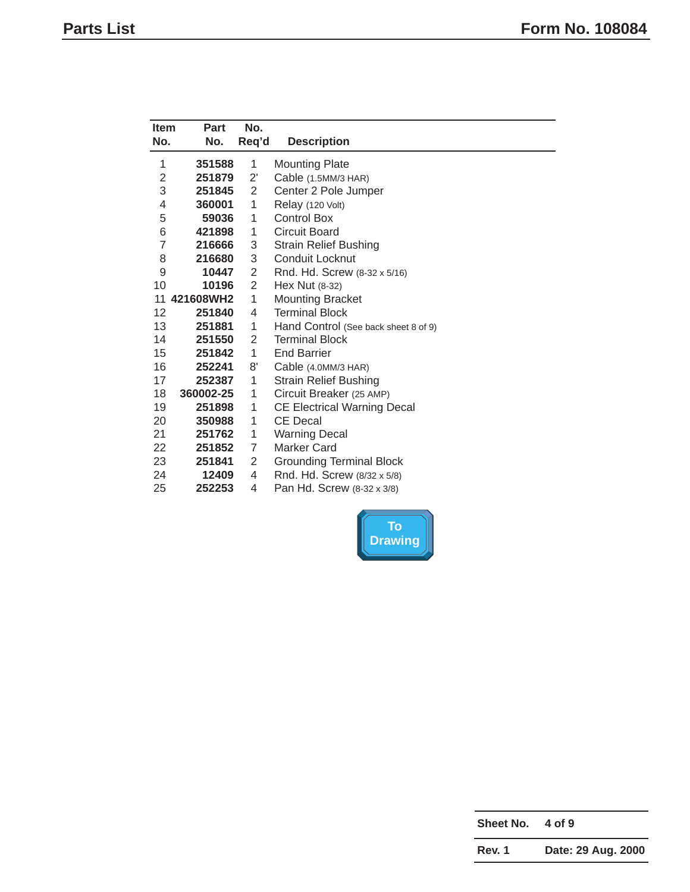## Parts List

**Form No. 108084**

| Item No. | Part No. | No. Req'd | Description |
|---|---|---|---|
| 1 | **351588** | 1 | Mounting Plate |
| 2 | **251879** | 2' | Cable (1.5MM/3 HAR) |
| 3 | **251845** | 2 | Center 2 Pole Jumper |
| 4 | **360001** | 1 | Relay (120 Volt) |
| 5 | **59036** | 1 | Control Box |
| 6 | **421898** | 1 | Circuit Board |
| 7 | **216666** | 3 | Strain Relief Bushing |
| 8 | **216680** | 3 | Conduit Locknut |
| 9 | **10447** | 2 | Rnd. Hd. Screw (8-32 x 5/16) |
| 10 | **10196** | 2 | Hex Nut (8-32) |
| 11 | **421608WH2** | 1 | Mounting Bracket |
| 12 | **251840** | 4 | Terminal Block |
| 13 | **251881** | 1 | Hand Control (See back sheet 8 of 9) |
| 14 | **251550** | 2 | Terminal Block |
| 15 | **251842** | 1 | End Barrier |
| 16 | **252241** | 8' | Cable (4.0MM/3 HAR) |
| 17 | **252387** | 1 | Strain Relief Bushing |
| 18 | **360002-25** | 1 | Circuit Breaker (25 AMP) |
| 19 | **251898** | 1 | CE Electrical Warning Decal |
| 20 | **350988** | 1 | CE Decal |
| 21 | **251762** | 1 | Warning Decal |
| 22 | **251852** | 7 | Marker Card |
| 23 | **251841** | 2 | Grounding Terminal Block |
| 24 | **12409** | 4 | Rnd. Hd. Screw (8/32 x 5/8) |
| 25 | **252253** | 4 | Pan Hd. Screw (8-32 x 3/8) |

To Drawing

| Sheet No. | 4 of 9 |
|---|---|
| Rev. 1 | Date: 29 Aug. 2000 |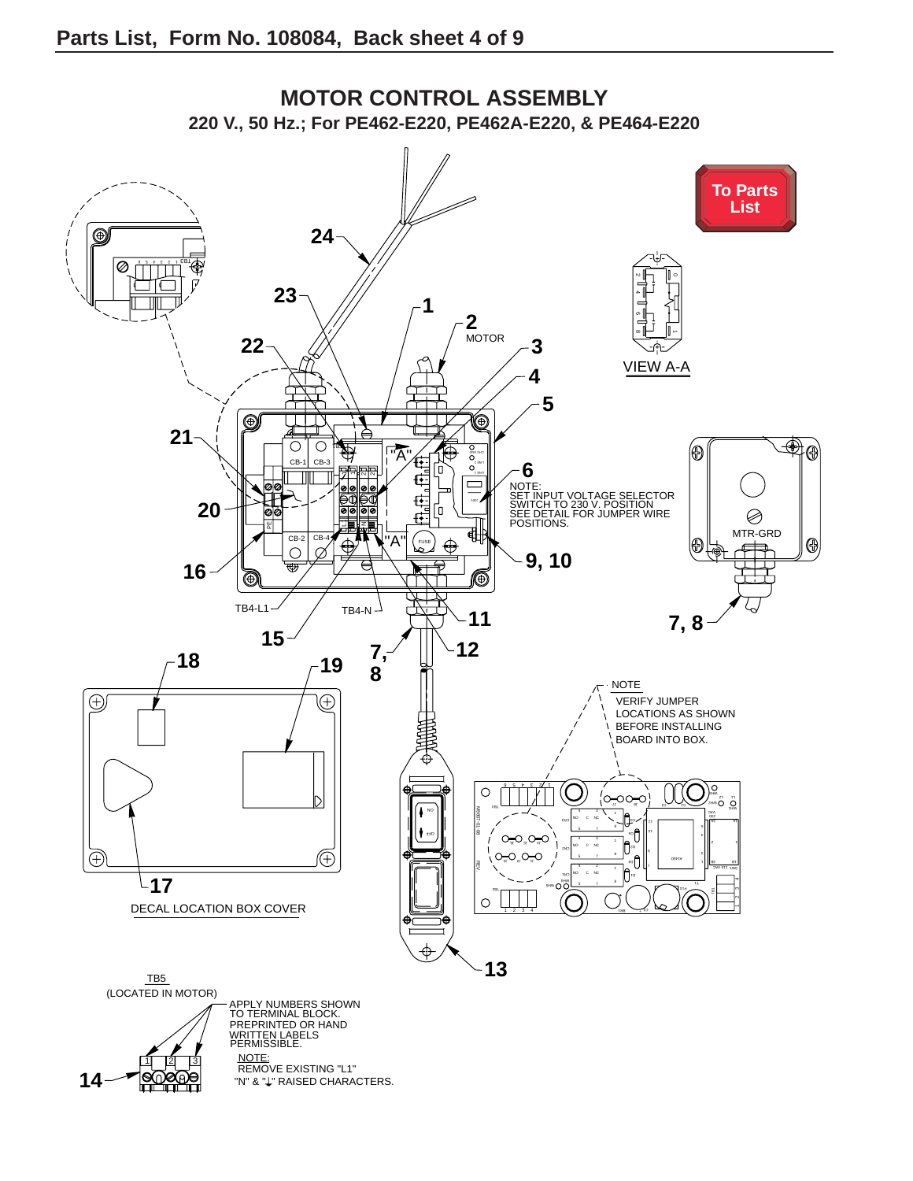# Parts List, Form No. 108084, Back sheet 4 of 9

## MOTOR CONTROL ASSEMBLY

### 220 V., 50 Hz.; For PE462-E220, PE462A-E220, & PE464-E220

To Parts List

24

23

1

2
MOTOR

3

22

4

5

21

VIEW A-A

6
NOTE:
SET INPUT VOLTAGE SELECTOR SWITCH TO 230 V. POSITION SEE DETAIL FOR JUMPER WIRE POSITIONS.

20

"A"

"A"

9, 10

16

MTR-GRD

TB4-L1

TB4-N

11

7, 8

15

7, 8

12

18

19

NOTE
VERIFY JUMPER LOCATIONS AS SHOWN BEFORE INSTALLING BOARD INTO BOX.

17

DECAL LOCATION BOX COVER

13

TB5
(LOCATED IN MOTOR)

APPLY NUMBERS SHOWN TO TERMINAL BLOCK. PREPRINTED OR HAND WRITTEN LABELS PERMISSIBLE.

NOTE:
REMOVE EXISTING "L1" "N" & "⏚" RAISED CHARACTERS.

14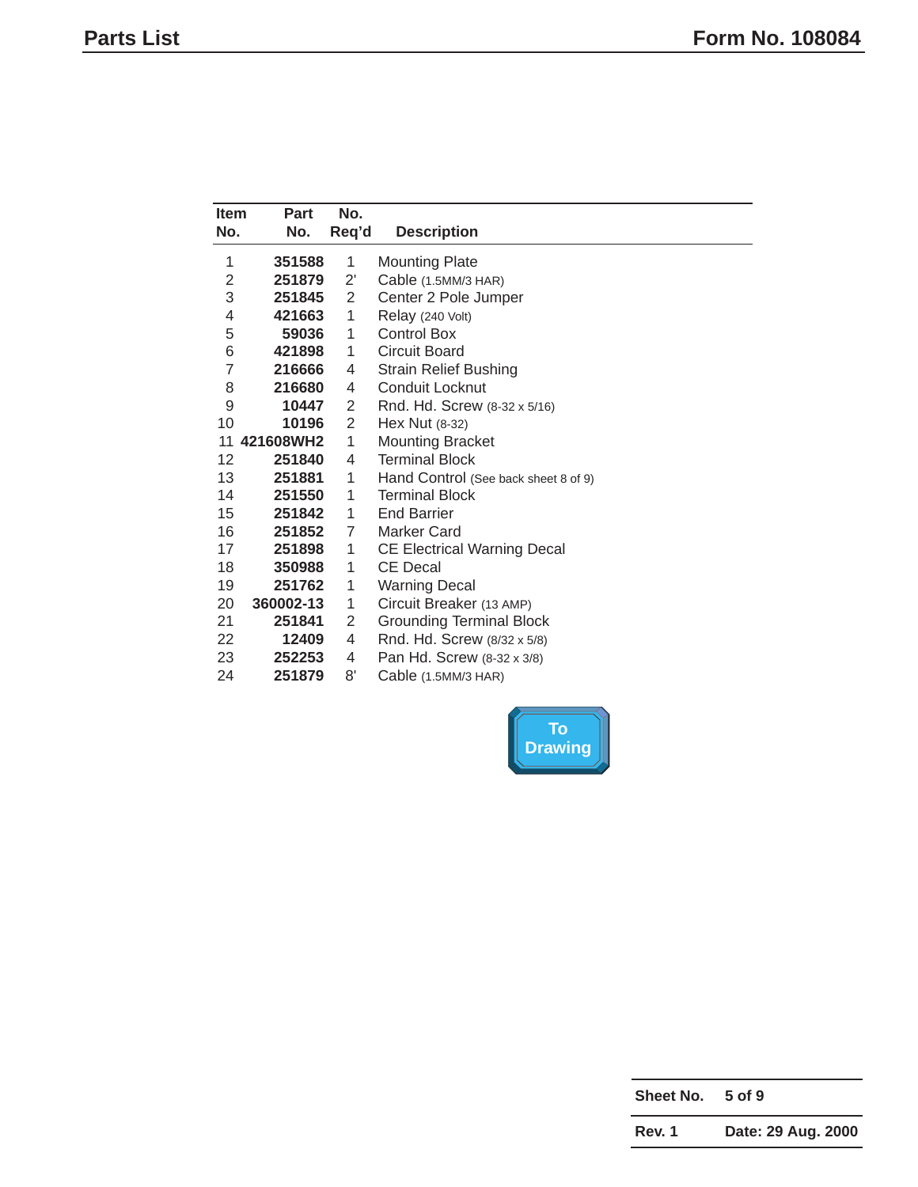## Parts List

## Form No. 108084

| Item No. | Part No. | No. Req'd | Description |
|---|---|---|---|
| 1 | **351588** | 1 | Mounting Plate |
| 2 | **251879** | 2' | Cable (1.5MM/3 HAR) |
| 3 | **251845** | 2 | Center 2 Pole Jumper |
| 4 | **421663** | 1 | Relay (240 Volt) |
| 5 | **59036** | 1 | Control Box |
| 6 | **421898** | 1 | Circuit Board |
| 7 | **216666** | 4 | Strain Relief Bushing |
| 8 | **216680** | 4 | Conduit Locknut |
| 9 | **10447** | 2 | Rnd. Hd. Screw (8-32 x 5/16) |
| 10 | **10196** | 2 | Hex Nut (8-32) |
| 11 | **421608WH2** | 1 | Mounting Bracket |
| 12 | **251840** | 4 | Terminal Block |
| 13 | **251881** | 1 | Hand Control (See back sheet 8 of 9) |
| 14 | **251550** | 1 | Terminal Block |
| 15 | **251842** | 1 | End Barrier |
| 16 | **251852** | 7 | Marker Card |
| 17 | **251898** | 1 | CE Electrical Warning Decal |
| 18 | **350988** | 1 | CE Decal |
| 19 | **251762** | 1 | Warning Decal |
| 20 | **360002-13** | 1 | Circuit Breaker (13 AMP) |
| 21 | **251841** | 2 | Grounding Terminal Block |
| 22 | **12409** | 4 | Rnd. Hd. Screw (8/32 x 5/8) |
| 23 | **252253** | 4 | Pan Hd. Screw (8-32 x 3/8) |
| 24 | **251879** | 8' | Cable (1.5MM/3 HAR) |

To Drawing

| | |
|---|---|
| **Sheet No.** | **5 of 9** |
| **Rev. 1** | **Date: 29 Aug. 2000** |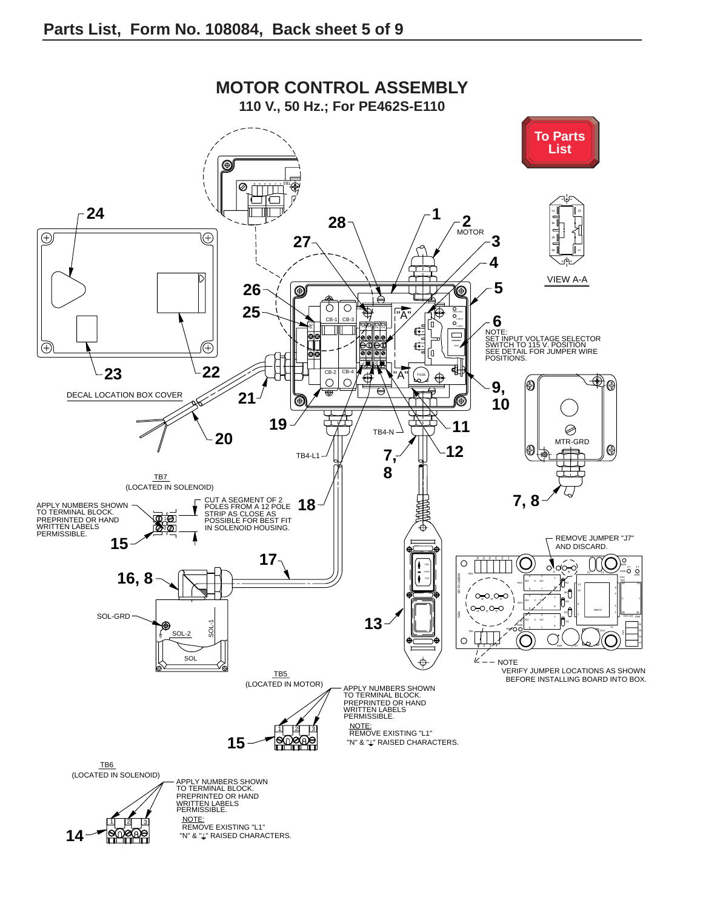# Parts List, Form No. 108084, Back sheet 5 of 9

## MOTOR CONTROL ASSEMBLY

### 110 V., 50 Hz.; For PE462S-E110

To Parts List

24

28

1

2 MOTOR

27

3

4

VIEW A-A

26

5

25

"A"

6

NOTE:
SET INPUT VOLTAGE SELECTOR SWITCH TO 115 V. POSITION
SEE DETAIL FOR JUMPER WIRE POSITIONS.

"A"

23

22

9, 10

DECAL LOCATION BOX COVER

21

MTR-GRD

19

11

20

TB4-N

12

TB4-L1

7, 8

TB7
(LOCATED IN SOLENOID)

18

7, 8

APPLY NUMBERS SHOWN TO TERMINAL BLOCK. PREPRINTED OR HAND WRITTEN LABELS PERMISSIBLE.

CUT A SEGMENT OF 2 POLES FROM A 12 POLE STRIP AS CLOSE AS POSSIBLE FOR BEST FIT IN SOLENOID HOUSING.

15

REMOVE JUMPER "J7" AND DISCARD.

17

16, 8

13

SOL-GRD

SOL-2

SOL-1

SOL

NOTE
VERIFY JUMPER LOCATIONS AS SHOWN BEFORE INSTALLING BOARD INTO BOX.

TB5
(LOCATED IN MOTOR)

APPLY NUMBERS SHOWN TO TERMINAL BLOCK. PREPRINTED OR HAND WRITTEN LABELS PERMISSIBLE.

NOTE:
REMOVE EXISTING "L1" "N" & "⏚" RAISED CHARACTERS.

15

TB6
(LOCATED IN SOLENOID)

APPLY NUMBERS SHOWN TO TERMINAL BLOCK. PREPRINTED OR HAND WRITTEN LABELS PERMISSIBLE.

NOTE:
REMOVE EXISTING "L1" "N" & "⏚" RAISED CHARACTERS.

14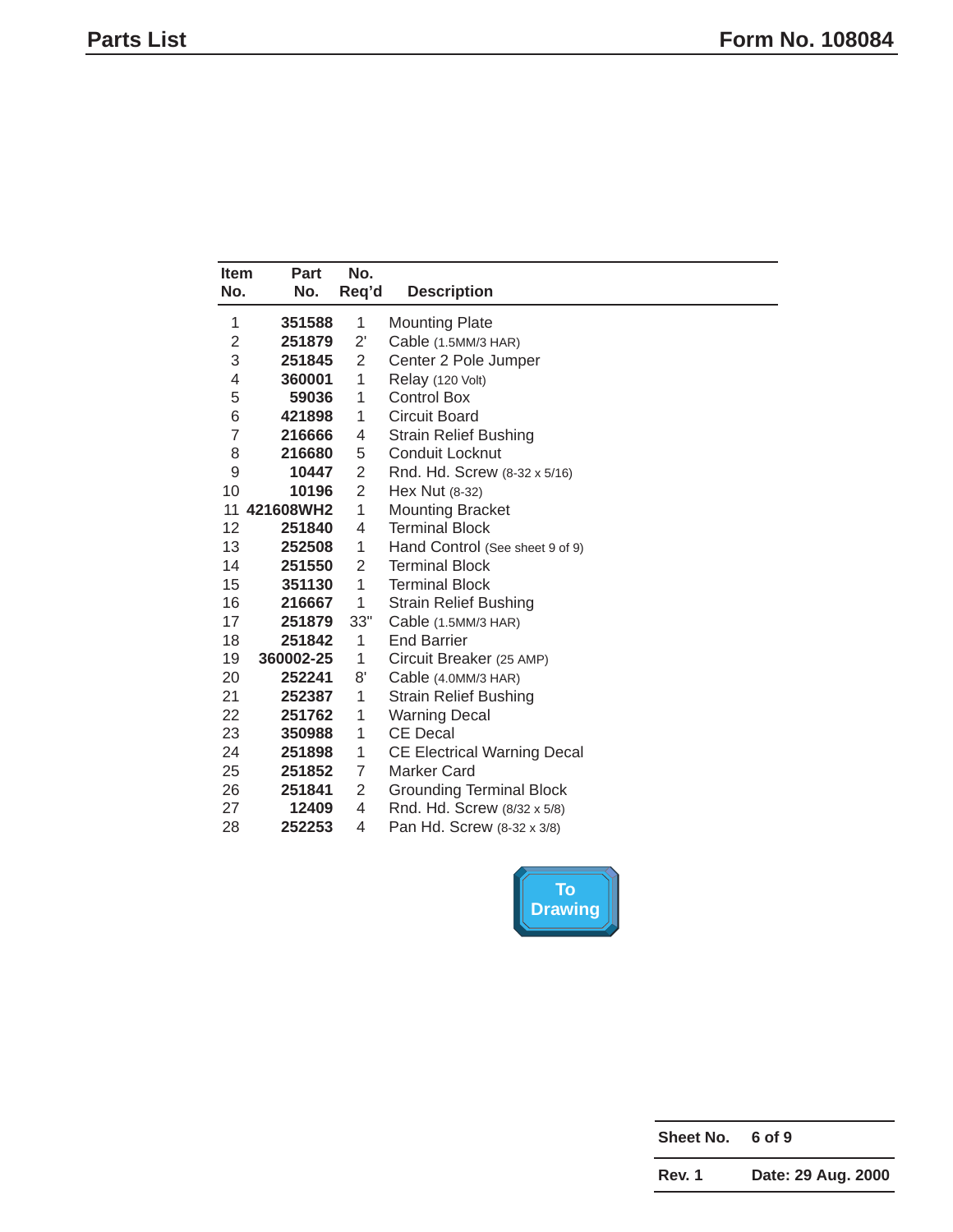# Parts List

| Item No. | Part No. | No. Req'd | Description |
|---|---|---|---|
| 1 | **351588** | 1 | Mounting Plate |
| 2 | **251879** | 2' | Cable (1.5MM/3 HAR) |
| 3 | **251845** | 2 | Center 2 Pole Jumper |
| 4 | **360001** | 1 | Relay (120 Volt) |
| 5 | **59036** | 1 | Control Box |
| 6 | **421898** | 1 | Circuit Board |
| 7 | **216666** | 4 | Strain Relief Bushing |
| 8 | **216680** | 5 | Conduit Locknut |
| 9 | **10447** | 2 | Rnd. Hd. Screw (8-32 x 5/16) |
| 10 | **10196** | 2 | Hex Nut (8-32) |
| 11 | **421608WH2** | 1 | Mounting Bracket |
| 12 | **251840** | 4 | Terminal Block |
| 13 | **252508** | 1 | Hand Control (See sheet 9 of 9) |
| 14 | **251550** | 2 | Terminal Block |
| 15 | **351130** | 1 | Terminal Block |
| 16 | **216667** | 1 | Strain Relief Bushing |
| 17 | **251879** | 33" | Cable (1.5MM/3 HAR) |
| 18 | **251842** | 1 | End Barrier |
| 19 | **360002-25** | 1 | Circuit Breaker (25 AMP) |
| 20 | **252241** | 8' | Cable (4.0MM/3 HAR) |
| 21 | **252387** | 1 | Strain Relief Bushing |
| 22 | **251762** | 1 | Warning Decal |
| 23 | **350988** | 1 | CE Decal |
| 24 | **251898** | 1 | CE Electrical Warning Decal |
| 25 | **251852** | 7 | Marker Card |
| 26 | **251841** | 2 | Grounding Terminal Block |
| 27 | **12409** | 4 | Rnd. Hd. Screw (8/32 x 5/8) |
| 28 | **252253** | 4 | Pan Hd. Screw (8-32 x 3/8) |

To Drawing

**Sheet No.** 6 of 9

**Rev. 1** **Date: 29 Aug. 2000**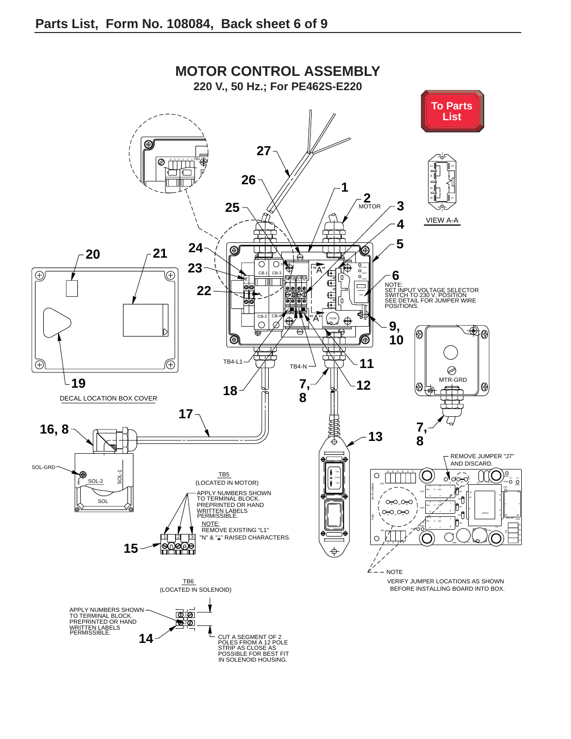# MOTOR CONTROL ASSEMBLY

## 220 V., 50 Hz.; For PE462S-E220

To Parts List

VIEW A-A

NOTE:
SET INPUT VOLTAGE SELECTOR SWITCH TO 230 V. POSITION
SEE DETAIL FOR JUMPER WIRE POSITIONS.

1
2 MOTOR
3
4
5
6
7, 8
9, 10
11
12
13
14
15
16, 8
17
18
19
20
21
22
23
24
25
26
27

TB4-L1
TB4-N
MTR-GRD

DECAL LOCATION BOX COVER

SOL-GRD
SOL-2
SOL-1
SOL

TB5
(LOCATED IN MOTOR)

APPLY NUMBERS SHOWN TO TERMINAL BLOCK. PREPRINTED OR HAND WRITTEN LABELS PERMISSIBLE.

NOTE:
REMOVE EXISTING "L1" "N" & "⏚" RAISED CHARACTERS.

REMOVE JUMPER "J7" AND DISCARD.

NOTE
VERIFY JUMPER LOCATIONS AS SHOWN BEFORE INSTALLING BOARD INTO BOX.

TB6
(LOCATED IN SOLENOID)

APPLY NUMBERS SHOWN TO TERMINAL BLOCK. PREPRINTED OR HAND WRITTEN LABELS PERMISSIBLE.

CUT A SEGMENT OF 2 POLES FROM A 12 POLE STRIP AS CLOSE AS POSSIBLE FOR BEST FIT IN SOLENOID HOUSING.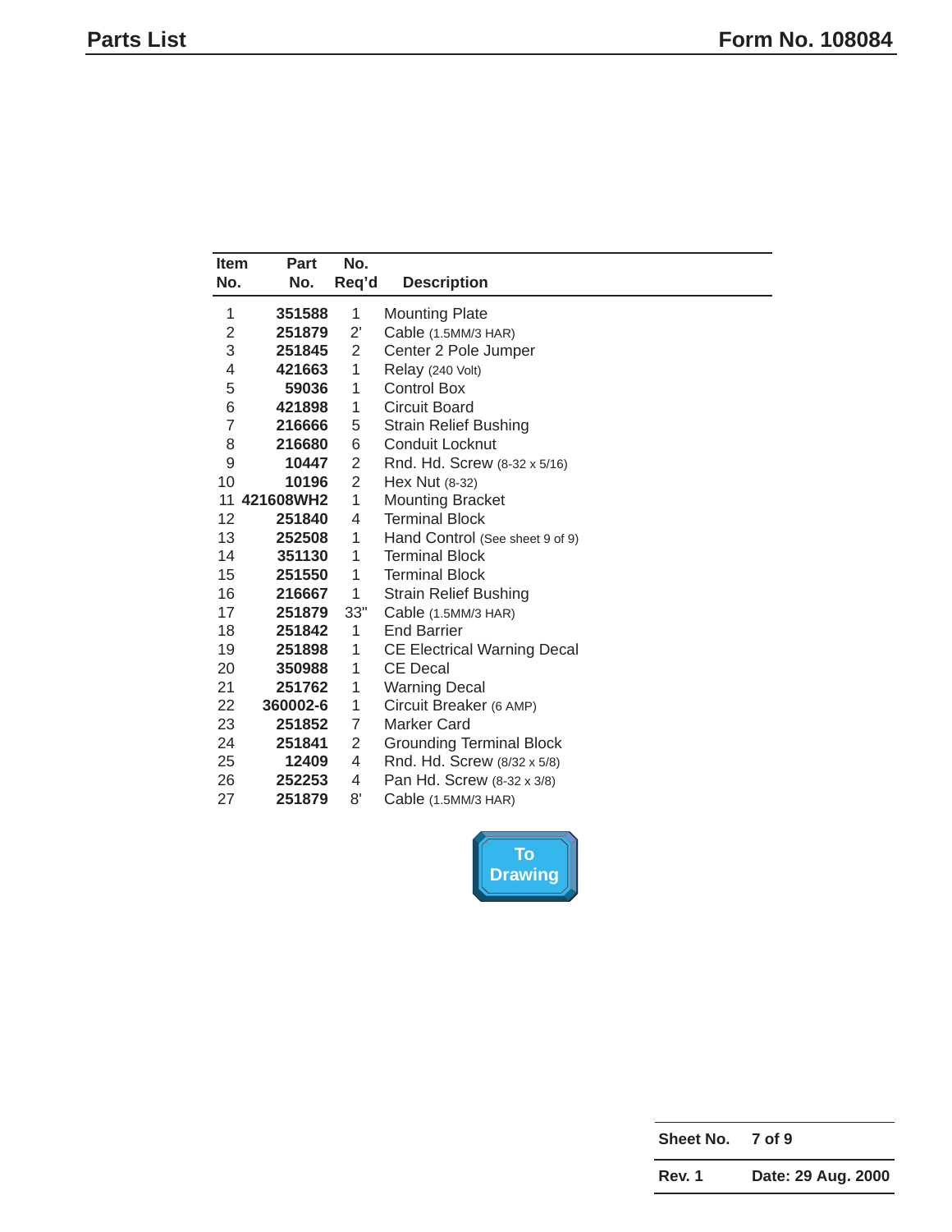## Parts List

**Form No. 108084**

| Item No. | Part No. | No. Req'd | Description |
|---|---|---|---|
| 1 | **351588** | 1 | Mounting Plate |
| 2 | **251879** | 2' | Cable (1.5MM/3 HAR) |
| 3 | **251845** | 2 | Center 2 Pole Jumper |
| 4 | **421663** | 1 | Relay (240 Volt) |
| 5 | **59036** | 1 | Control Box |
| 6 | **421898** | 1 | Circuit Board |
| 7 | **216666** | 5 | Strain Relief Bushing |
| 8 | **216680** | 6 | Conduit Locknut |
| 9 | **10447** | 2 | Rnd. Hd. Screw (8-32 x 5/16) |
| 10 | **10196** | 2 | Hex Nut (8-32) |
| 11 | **421608WH2** | 1 | Mounting Bracket |
| 12 | **251840** | 4 | Terminal Block |
| 13 | **252508** | 1 | Hand Control (See sheet 9 of 9) |
| 14 | **351130** | 1 | Terminal Block |
| 15 | **251550** | 1 | Terminal Block |
| 16 | **216667** | 1 | Strain Relief Bushing |
| 17 | **251879** | 33" | Cable (1.5MM/3 HAR) |
| 18 | **251842** | 1 | End Barrier |
| 19 | **251898** | 1 | CE Electrical Warning Decal |
| 20 | **350988** | 1 | CE Decal |
| 21 | **251762** | 1 | Warning Decal |
| 22 | **360002-6** | 1 | Circuit Breaker (6 AMP) |
| 23 | **251852** | 7 | Marker Card |
| 24 | **251841** | 2 | Grounding Terminal Block |
| 25 | **12409** | 4 | Rnd. Hd. Screw (8/32 x 5/8) |
| 26 | **252253** | 4 | Pan Hd. Screw (8-32 x 3/8) |
| 27 | **251879** | 8' | Cable (1.5MM/3 HAR) |

To Drawing

| | |
|---|---|
| **Sheet No.** | **7 of 9** |
| **Rev. 1** | **Date: 29 Aug. 2000** |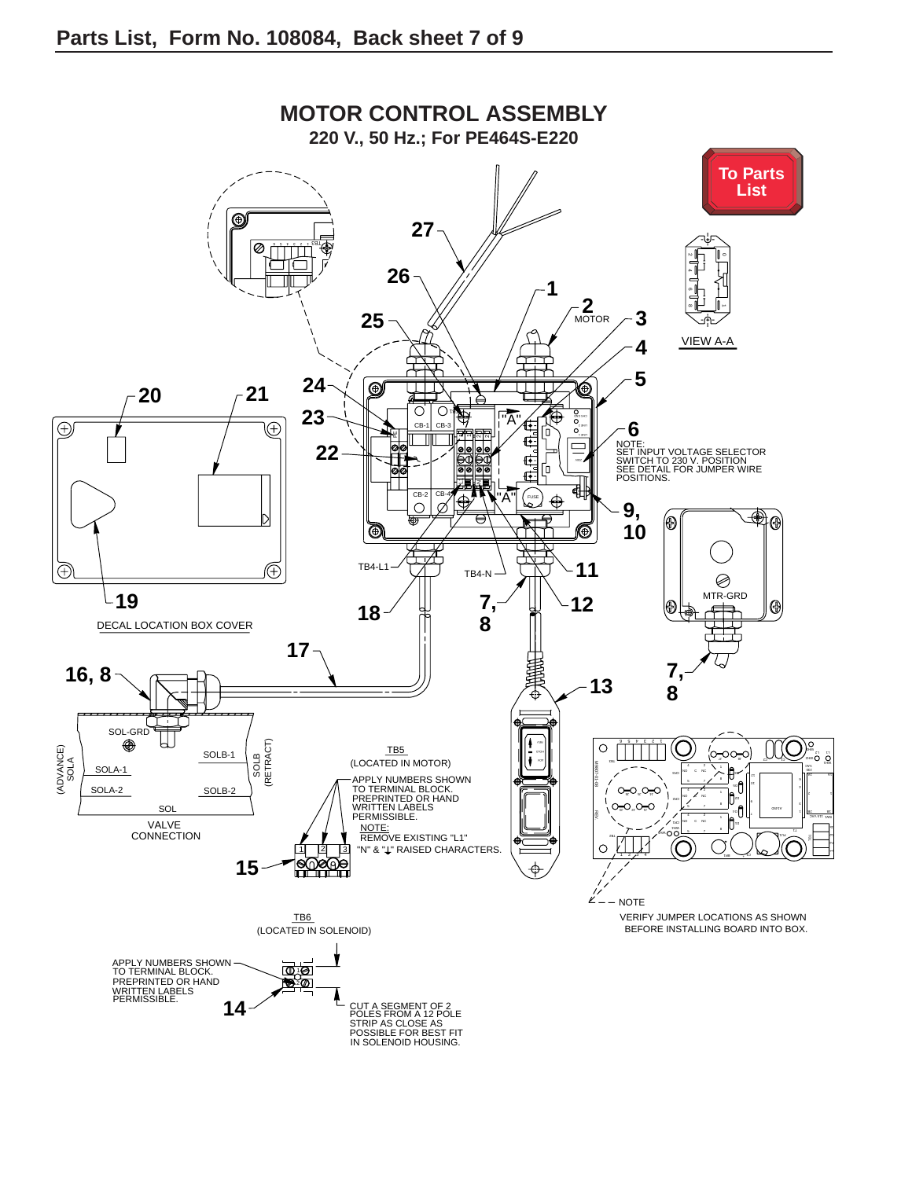## Parts List, Form No. 108084, Back sheet 7 of 9

# MOTOR CONTROL ASSEMBLY

### 220 V., 50 Hz.; For PE464S-E220

To Parts List

VIEW A-A

27

26

1

2
MOTOR

3

4

5

25

24

23

22

20

21

6
NOTE:
SET INPUT VOLTAGE SELECTOR SWITCH TO 230 V. POSITION
SEE DETAIL FOR JUMPER WIRE POSITIONS.

9, 10

CB-1 CB-3

CB-2 CB-4

"A"

"A"

FUSE

TB4-L1

TB4-N

11

12

7, 8

18

19

DECAL LOCATION BOX COVER

MTR-GRD

7, 8

17

16, 8

13

SOL-GRD

(ADVANCE) SOLA

SOLA-1

SOLA-2

SOLB-1

SOLB-2

SOLB (RETRACT)

SOL

VALVE CONNECTION

TB5
(LOCATED IN MOTOR)

APPLY NUMBERS SHOWN TO TERMINAL BLOCK. PREPRINTED OR HAND WRITTEN LABELS PERMISSIBLE.

NOTE:
REMOVE EXISTING "L1" "N" & "⏚" RAISED CHARACTERS.

1 2 3

15

NOTE
VERIFY JUMPER LOCATIONS AS SHOWN BEFORE INSTALLING BOARD INTO BOX.

TB6
(LOCATED IN SOLENOID)

APPLY NUMBERS SHOWN TO TERMINAL BLOCK. PREPRINTED OR HAND WRITTEN LABELS PERMISSIBLE.

14

CUT A SEGMENT OF 2 POLES FROM A 12 POLE STRIP AS CLOSE AS POSSIBLE FOR BEST FIT IN SOLENOID HOUSING.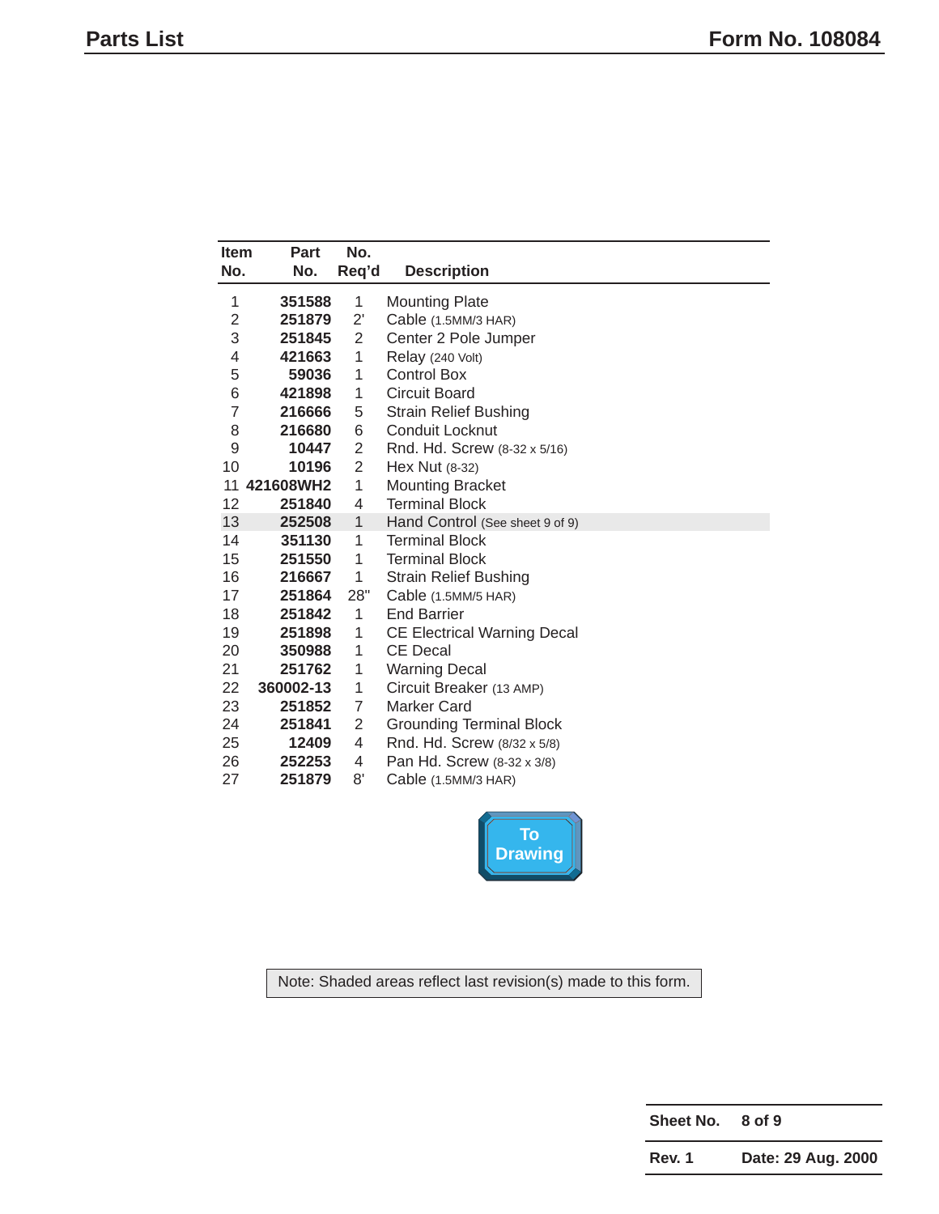## Parts List

| Item No. | Part No. | No. Req'd | Description |
|---|---|---|---|
| 1 | **351588** | 1 | Mounting Plate |
| 2 | **251879** | 2' | Cable (1.5MM/3 HAR) |
| 3 | **251845** | 2 | Center 2 Pole Jumper |
| 4 | **421663** | 1 | Relay (240 Volt) |
| 5 | **59036** | 1 | Control Box |
| 6 | **421898** | 1 | Circuit Board |
| 7 | **216666** | 5 | Strain Relief Bushing |
| 8 | **216680** | 6 | Conduit Locknut |
| 9 | **10447** | 2 | Rnd. Hd. Screw (8-32 x 5/16) |
| 10 | **10196** | 2 | Hex Nut (8-32) |
| 11 | **421608WH2** | 1 | Mounting Bracket |
| 12 | **251840** | 4 | Terminal Block |
| 13 | **252508** | 1 | Hand Control (See sheet 9 of 9) |
| 14 | **351130** | 1 | Terminal Block |
| 15 | **251550** | 1 | Terminal Block |
| 16 | **216667** | 1 | Strain Relief Bushing |
| 17 | **251864** | 28" | Cable (1.5MM/5 HAR) |
| 18 | **251842** | 1 | End Barrier |
| 19 | **251898** | 1 | CE Electrical Warning Decal |
| 20 | **350988** | 1 | CE Decal |
| 21 | **251762** | 1 | Warning Decal |
| 22 | **360002-13** | 1 | Circuit Breaker (13 AMP) |
| 23 | **251852** | 7 | Marker Card |
| 24 | **251841** | 2 | Grounding Terminal Block |
| 25 | **12409** | 4 | Rnd. Hd. Screw (8/32 x 5/8) |
| 26 | **252253** | 4 | Pan Hd. Screw (8-32 x 3/8) |
| 27 | **251879** | 8' | Cable (1.5MM/3 HAR) |

To Drawing

Note: Shaded areas reflect last revision(s) made to this form.

| | |
|---|---|
| **Sheet No.** | **8 of 9** |
| **Rev. 1** | **Date: 29 Aug. 2000** |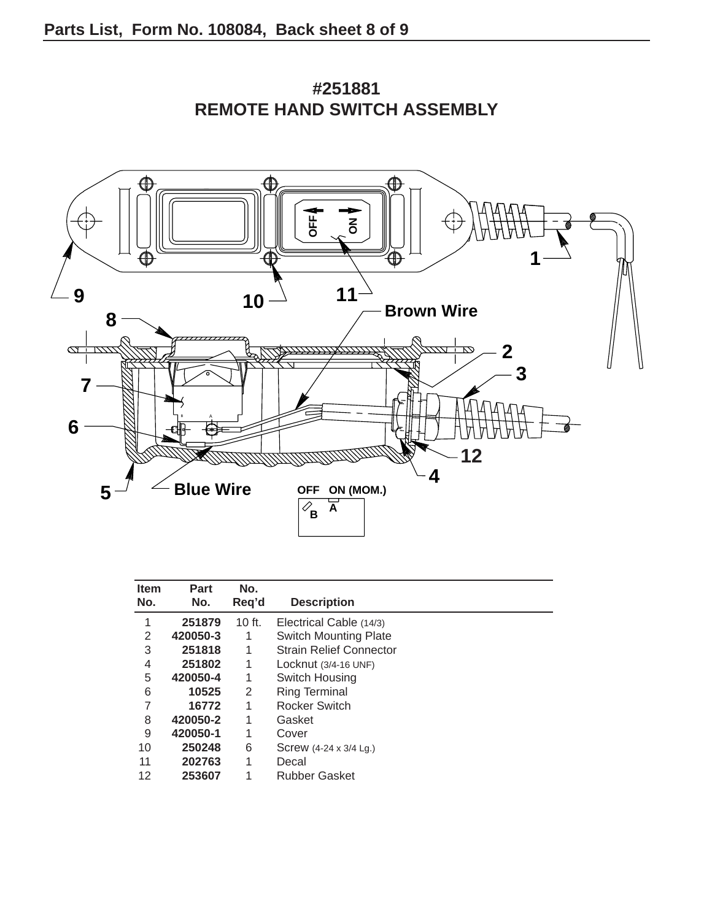# #251881
# REMOTE HAND SWITCH ASSEMBLY

| Item No. | Part No. | No. Req'd | Description |
|---|---|---|---|
| 1 | **251879** | 10 ft. | Electrical Cable (14/3) |
| 2 | **420050-3** | 1 | Switch Mounting Plate |
| 3 | **251818** | 1 | Strain Relief Connector |
| 4 | **251802** | 1 | Locknut (3/4-16 UNF) |
| 5 | **420050-4** | 1 | Switch Housing |
| 6 | **10525** | 2 | Ring Terminal |
| 7 | **16772** | 1 | Rocker Switch |
| 8 | **420050-2** | 1 | Gasket |
| 9 | **420050-1** | 1 | Cover |
| 10 | **250248** | 6 | Screw (4-24 x 3/4 Lg.) |
| 11 | **202763** | 1 | Decal |
| 12 | **253607** | 1 | Rubber Gasket |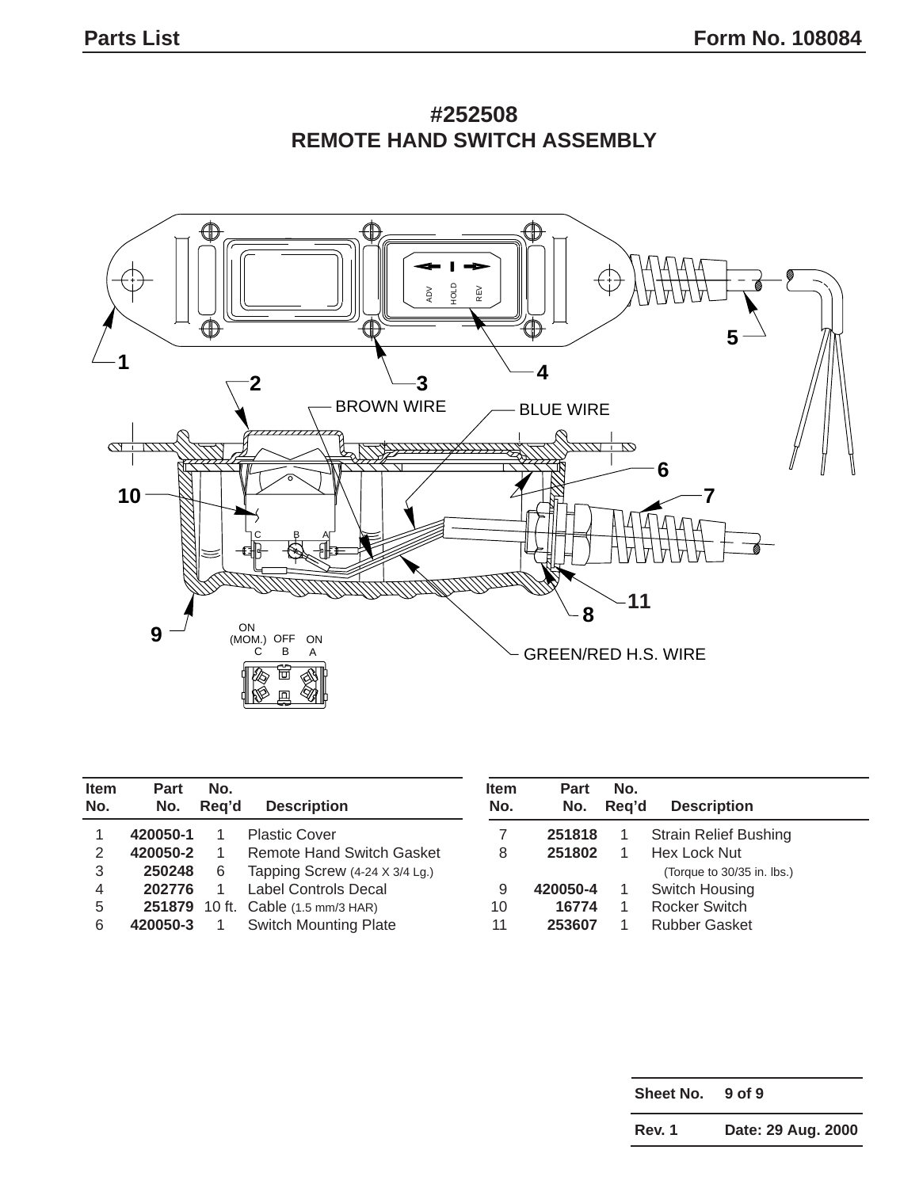# #252508
# REMOTE HAND SWITCH ASSEMBLY

ADV HOLD REV

BROWN WIRE

BLUE WIRE

GREEN/RED H.S. WIRE

ON (MOM.) C OFF B ON A

| Item No. | Part No. | No. Req'd | Description |
|---|---|---|---|
| 1 | **420050-1** | 1 | Plastic Cover |
| 2 | **420050-2** | 1 | Remote Hand Switch Gasket |
| 3 | **250248** | 6 | Tapping Screw (4-24 X 3/4 Lg.) |
| 4 | **202776** | 1 | Label Controls Decal |
| 5 | **251879** | 10 ft. | Cable (1.5 mm/3 HAR) |
| 6 | **420050-3** | 1 | Switch Mounting Plate |
| 7 | **251818** | 1 | Strain Relief Bushing |
| 8 | **251802** | 1 | Hex Lock Nut (Torque to 30/35 in. lbs.) |
| 9 | **420050-4** | 1 | Switch Housing |
| 10 | **16774** | 1 | Rocker Switch |
| 11 | **253607** | 1 | Rubber Gasket |

| | |
|---|---|
| **Sheet No.** | **9 of 9** |
| **Rev. 1** | **Date: 29 Aug. 2000** |